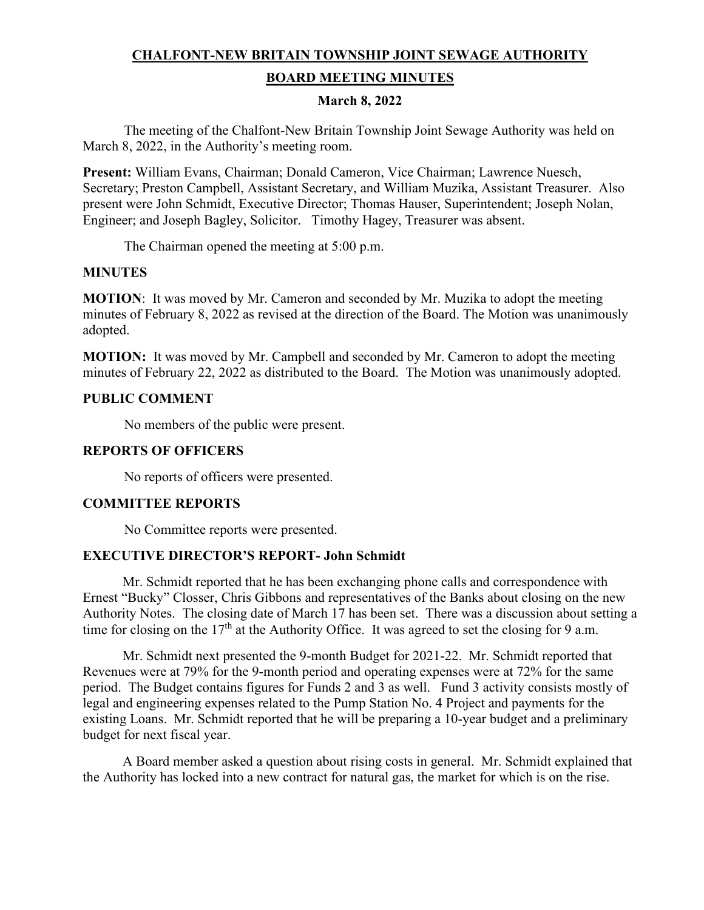# CHALFONT-NEW BRITAIN TOWNSHIP JOINT SEWAGE AUTHORITY

## BOARD MEETING MINUTES

### March 8, 2022

The meeting of the Chalfont-New Britain Township Joint Sewage Authority was held on March 8, 2022, in the Authority's meeting room.

**Present:** William Evans, Chairman; Donald Cameron, Vice Chairman; Lawrence Nuesch, Secretary; Preston Campbell, Assistant Secretary, and William Muzika, Assistant Treasurer. Also present were John Schmidt, Executive Director; Thomas Hauser, Superintendent; Joseph Nolan, Engineer; and Joseph Bagley, Solicitor. Timothy Hagey, Treasurer was absent.

The Chairman opened the meeting at 5:00 p.m.

**MINUTES**

**MOTION**: It was moved by Mr. Cameron and seconded by Mr. Muzika to adopt the meeting minutes of February 8, 2022 as revised at the direction of the Board. The Motion was unanimously adopted.

**MOTION:** It was moved by Mr. Campbell and seconded by Mr. Cameron to adopt the meeting minutes of February 22, 2022 as distributed to the Board. The Motion was unanimously adopted.

**PUBLIC COMMENT**

No members of the public were present.

**REPORTS OF OFFICERS**

No reports of officers were presented.

**COMMITTEE REPORTS**

No Committee reports were presented.

**EXECUTIVE DIRECTOR'S REPORT- John Schmidt**

Mr. Schmidt reported that he has been exchanging phone calls and correspondence with Ernest "Bucky" Closser, Chris Gibbons and representatives of the Banks about closing on the new Authority Notes. The closing date of March 17 has been set. There was a discussion about setting a time for closing on the 17th at the Authority Office. It was agreed to set the closing for 9 a.m.

Mr. Schmidt next presented the 9-month Budget for 2021-22. Mr. Schmidt reported that Revenues were at 79% for the 9-month period and operating expenses were at 72% for the same period. The Budget contains figures for Funds 2 and 3 as well. Fund 3 activity consists mostly of legal and engineering expenses related to the Pump Station No. 4 Project and payments for the existing Loans. Mr. Schmidt reported that he will be preparing a 10-year budget and a preliminary budget for next fiscal year.

A Board member asked a question about rising costs in general. Mr. Schmidt explained that the Authority has locked into a new contract for natural gas, the market for which is on the rise.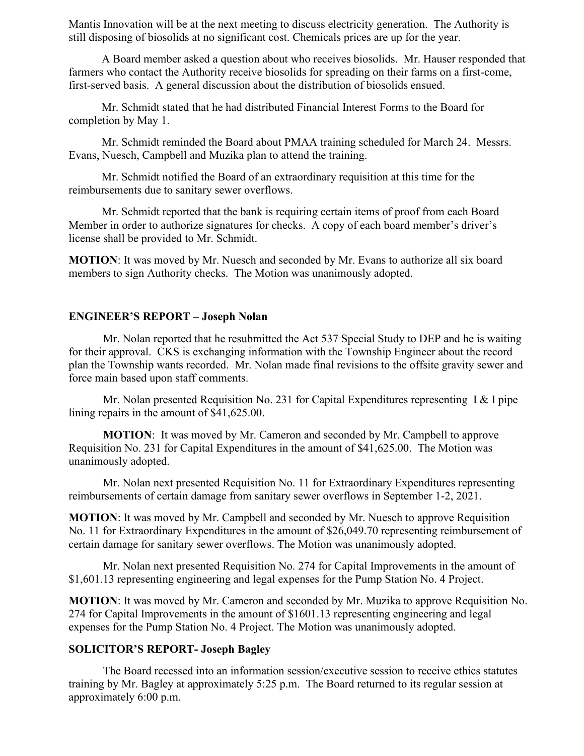Mantis Innovation will be at the next meeting to discuss electricity generation. The Authority is still disposing of biosolids at no significant cost. Chemicals prices are up for the year.

A Board member asked a question about who receives biosolids. Mr. Hauser responded that farmers who contact the Authority receive biosolids for spreading on their farms on a first-come, first-served basis. A general discussion about the distribution of biosolids ensued.

Mr. Schmidt stated that he had distributed Financial Interest Forms to the Board for completion by May 1.

Mr. Schmidt reminded the Board about PMAA training scheduled for March 24. Messrs. Evans, Nuesch, Campbell and Muzika plan to attend the training.

Mr. Schmidt notified the Board of an extraordinary requisition at this time for the reimbursements due to sanitary sewer overflows.

Mr. Schmidt reported that the bank is requiring certain items of proof from each Board Member in order to authorize signatures for checks. A copy of each board member's driver's license shall be provided to Mr. Schmidt.

**MOTION**: It was moved by Mr. Nuesch and seconded by Mr. Evans to authorize all six board members to sign Authority checks. The Motion was unanimously adopted.

## ENGINEER'S REPORT – Joseph Nolan

Mr. Nolan reported that he resubmitted the Act 537 Special Study to DEP and he is waiting for their approval. CKS is exchanging information with the Township Engineer about the record plan the Township wants recorded. Mr. Nolan made final revisions to the offsite gravity sewer and force main based upon staff comments.

Mr. Nolan presented Requisition No. 231 for Capital Expenditures representing I & I pipe lining repairs in the amount of $41,625.00.

**MOTION**: It was moved by Mr. Cameron and seconded by Mr. Campbell to approve Requisition No. 231 for Capital Expenditures in the amount of $41,625.00. The Motion was unanimously adopted.

Mr. Nolan next presented Requisition No. 11 for Extraordinary Expenditures representing reimbursements of certain damage from sanitary sewer overflows in September 1-2, 2021.

**MOTION**: It was moved by Mr. Campbell and seconded by Mr. Nuesch to approve Requisition No. 11 for Extraordinary Expenditures in the amount of $26,049.70 representing reimbursement of certain damage for sanitary sewer overflows. The Motion was unanimously adopted.

Mr. Nolan next presented Requisition No. 274 for Capital Improvements in the amount of $1,601.13 representing engineering and legal expenses for the Pump Station No. 4 Project.

**MOTION**: It was moved by Mr. Cameron and seconded by Mr. Muzika to approve Requisition No. 274 for Capital Improvements in the amount of $1601.13 representing engineering and legal expenses for the Pump Station No. 4 Project. The Motion was unanimously adopted.

## SOLICITOR'S REPORT- Joseph Bagley

The Board recessed into an information session/executive session to receive ethics statutes training by Mr. Bagley at approximately 5:25 p.m. The Board returned to its regular session at approximately 6:00 p.m.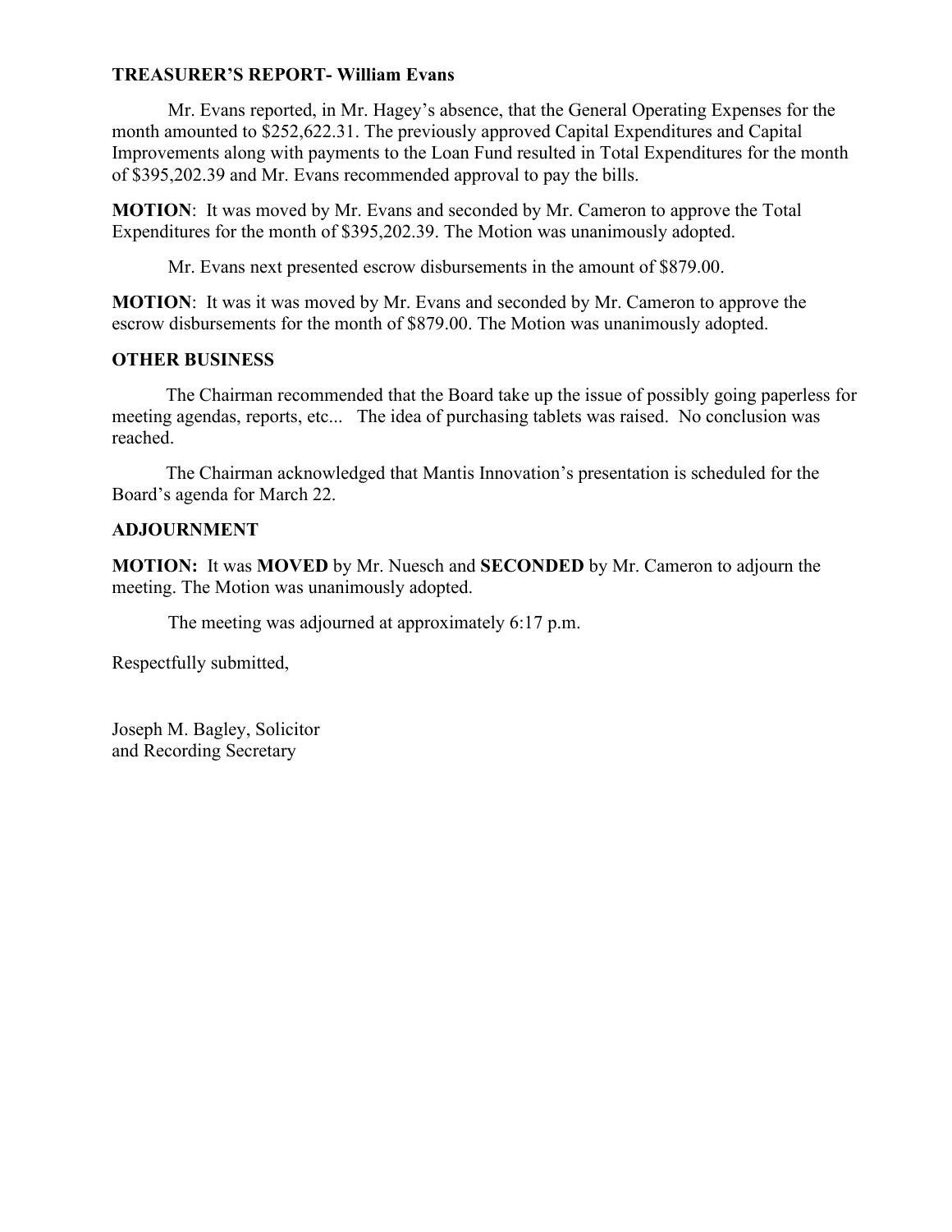**TREASURER'S REPORT- William Evans**

Mr. Evans reported, in Mr. Hagey's absence, that the General Operating Expenses for the month amounted to $252,622.31. The previously approved Capital Expenditures and Capital Improvements along with payments to the Loan Fund resulted in Total Expenditures for the month of $395,202.39 and Mr. Evans recommended approval to pay the bills.

**MOTION**: It was moved by Mr. Evans and seconded by Mr. Cameron to approve the Total Expenditures for the month of $395,202.39. The Motion was unanimously adopted.

Mr. Evans next presented escrow disbursements in the amount of $879.00.

**MOTION**: It was it was moved by Mr. Evans and seconded by Mr. Cameron to approve the escrow disbursements for the month of $879.00. The Motion was unanimously adopted.

**OTHER BUSINESS**

The Chairman recommended that the Board take up the issue of possibly going paperless for meeting agendas, reports, etc... The idea of purchasing tablets was raised. No conclusion was reached.

The Chairman acknowledged that Mantis Innovation's presentation is scheduled for the Board's agenda for March 22.

**ADJOURNMENT**

**MOTION:** It was **MOVED** by Mr. Nuesch and **SECONDED** by Mr. Cameron to adjourn the meeting. The Motion was unanimously adopted.

The meeting was adjourned at approximately 6:17 p.m.

Respectfully submitted,

Joseph M. Bagley, Solicitor
and Recording Secretary